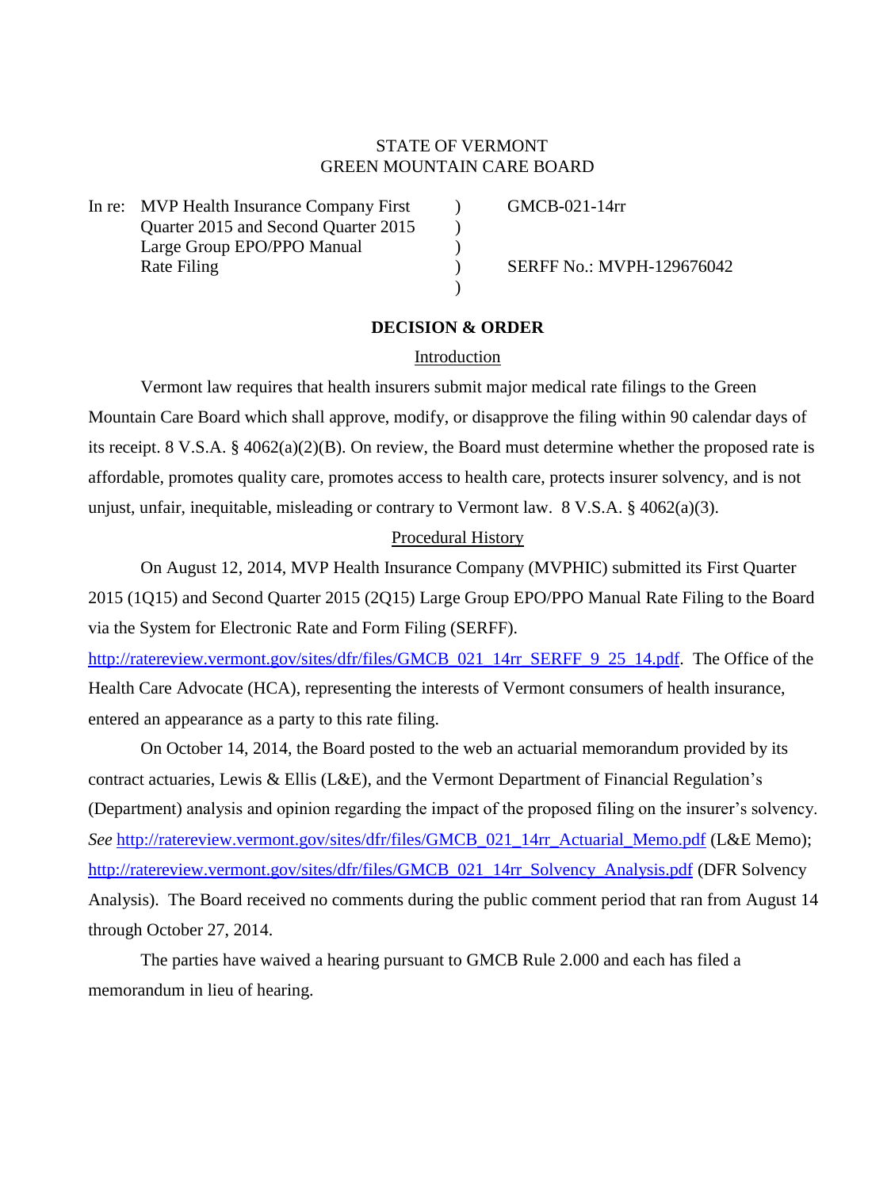STATE OF VERMONT
GREEN MOUNTAIN CARE BOARD

| | | |
|---|---|---|
| In re: MVP Health Insurance Company First Quarter 2015 and Second Quarter 2015 Large Group EPO/PPO Manual Rate Filing | ) ) ) ) ) | GMCB-021-14rr<br><br>SERFF No.: MVPH-129676042 |

**DECISION & ORDER**

Introduction

Vermont law requires that health insurers submit major medical rate filings to the Green Mountain Care Board which shall approve, modify, or disapprove the filing within 90 calendar days of its receipt. 8 V.S.A. § 4062(a)(2)(B). On review, the Board must determine whether the proposed rate is affordable, promotes quality care, promotes access to health care, protects insurer solvency, and is not unjust, unfair, inequitable, misleading or contrary to Vermont law. 8 V.S.A. § 4062(a)(3).

Procedural History

On August 12, 2014, MVP Health Insurance Company (MVPHIC) submitted its First Quarter 2015 (1Q15) and Second Quarter 2015 (2Q15) Large Group EPO/PPO Manual Rate Filing to the Board via the System for Electronic Rate and Form Filing (SERFF). http://ratereview.vermont.gov/sites/dfr/files/GMCB_021_14rr_SERFF_9_25_14.pdf. The Office of the Health Care Advocate (HCA), representing the interests of Vermont consumers of health insurance, entered an appearance as a party to this rate filing.

On October 14, 2014, the Board posted to the web an actuarial memorandum provided by its contract actuaries, Lewis & Ellis (L&E), and the Vermont Department of Financial Regulation's (Department) analysis and opinion regarding the impact of the proposed filing on the insurer's solvency. *See* http://ratereview.vermont.gov/sites/dfr/files/GMCB_021_14rr_Actuarial_Memo.pdf (L&E Memo); http://ratereview.vermont.gov/sites/dfr/files/GMCB_021_14rr_Solvency_Analysis.pdf (DFR Solvency Analysis). The Board received no comments during the public comment period that ran from August 14 through October 27, 2014.

The parties have waived a hearing pursuant to GMCB Rule 2.000 and each has filed a memorandum in lieu of hearing.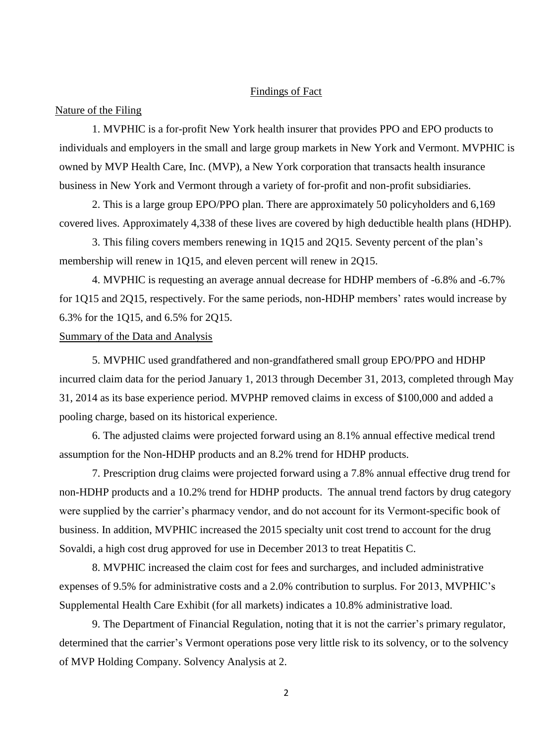## Findings of Fact

### Nature of the Filing

1. MVPHIC is a for-profit New York health insurer that provides PPO and EPO products to individuals and employers in the small and large group markets in New York and Vermont. MVPHIC is owned by MVP Health Care, Inc. (MVP), a New York corporation that transacts health insurance business in New York and Vermont through a variety of for-profit and non-profit subsidiaries.

2. This is a large group EPO/PPO plan. There are approximately 50 policyholders and 6,169 covered lives. Approximately 4,338 of these lives are covered by high deductible health plans (HDHP).

3. This filing covers members renewing in 1Q15 and 2Q15. Seventy percent of the plan's membership will renew in 1Q15, and eleven percent will renew in 2Q15.

4. MVPHIC is requesting an average annual decrease for HDHP members of -6.8% and -6.7% for 1Q15 and 2Q15, respectively. For the same periods, non-HDHP members' rates would increase by 6.3% for the 1Q15, and 6.5% for 2Q15.

### Summary of the Data and Analysis

5. MVPHIC used grandfathered and non-grandfathered small group EPO/PPO and HDHP incurred claim data for the period January 1, 2013 through December 31, 2013, completed through May 31, 2014 as its base experience period. MVPHP removed claims in excess of $100,000 and added a pooling charge, based on its historical experience.

6. The adjusted claims were projected forward using an 8.1% annual effective medical trend assumption for the Non-HDHP products and an 8.2% trend for HDHP products.

7. Prescription drug claims were projected forward using a 7.8% annual effective drug trend for non-HDHP products and a 10.2% trend for HDHP products. The annual trend factors by drug category were supplied by the carrier's pharmacy vendor, and do not account for its Vermont-specific book of business. In addition, MVPHIC increased the 2015 specialty unit cost trend to account for the drug Sovaldi, a high cost drug approved for use in December 2013 to treat Hepatitis C.

8. MVPHIC increased the claim cost for fees and surcharges, and included administrative expenses of 9.5% for administrative costs and a 2.0% contribution to surplus. For 2013, MVPHIC's Supplemental Health Care Exhibit (for all markets) indicates a 10.8% administrative load.

9. The Department of Financial Regulation, noting that it is not the carrier's primary regulator, determined that the carrier's Vermont operations pose very little risk to its solvency, or to the solvency of MVP Holding Company. Solvency Analysis at 2.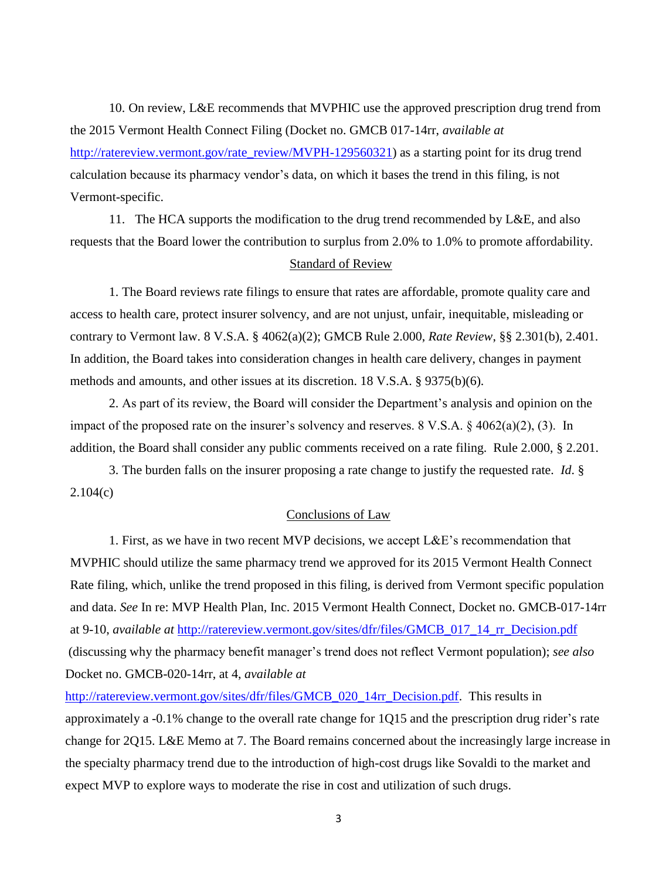10. On review, L&E recommends that MVPHIC use the approved prescription drug trend from the 2015 Vermont Health Connect Filing (Docket no. GMCB 017-14rr, *available at* http://ratereview.vermont.gov/rate_review/MVPH-129560321) as a starting point for its drug trend calculation because its pharmacy vendor's data, on which it bases the trend in this filing, is not Vermont-specific.

11. The HCA supports the modification to the drug trend recommended by L&E, and also requests that the Board lower the contribution to surplus from 2.0% to 1.0% to promote affordability.

## Standard of Review

1. The Board reviews rate filings to ensure that rates are affordable, promote quality care and access to health care, protect insurer solvency, and are not unjust, unfair, inequitable, misleading or contrary to Vermont law. 8 V.S.A. § 4062(a)(2); GMCB Rule 2.000, *Rate Review*, §§ 2.301(b), 2.401. In addition, the Board takes into consideration changes in health care delivery, changes in payment methods and amounts, and other issues at its discretion. 18 V.S.A. § 9375(b)(6).

2. As part of its review, the Board will consider the Department's analysis and opinion on the impact of the proposed rate on the insurer's solvency and reserves. 8 V.S.A. § 4062(a)(2), (3). In addition, the Board shall consider any public comments received on a rate filing. Rule 2.000, § 2.201.

3. The burden falls on the insurer proposing a rate change to justify the requested rate. *Id*. § 2.104(c)

## Conclusions of Law

1. First, as we have in two recent MVP decisions, we accept L&E's recommendation that MVPHIC should utilize the same pharmacy trend we approved for its 2015 Vermont Health Connect Rate filing, which, unlike the trend proposed in this filing, is derived from Vermont specific population and data. *See* In re: MVP Health Plan, Inc. 2015 Vermont Health Connect, Docket no. GMCB-017-14rr at 9-10, *available at* http://ratereview.vermont.gov/sites/dfr/files/GMCB_017_14_rr_Decision.pdf (discussing why the pharmacy benefit manager's trend does not reflect Vermont population); *see also* Docket no. GMCB-020-14rr, at 4, *available at* http://ratereview.vermont.gov/sites/dfr/files/GMCB_020_14rr_Decision.pdf. This results in approximately a -0.1% change to the overall rate change for 1Q15 and the prescription drug rider's rate change for 2Q15. L&E Memo at 7. The Board remains concerned about the increasingly large increase in the specialty pharmacy trend due to the introduction of high-cost drugs like Sovaldi to the market and expect MVP to explore ways to moderate the rise in cost and utilization of such drugs.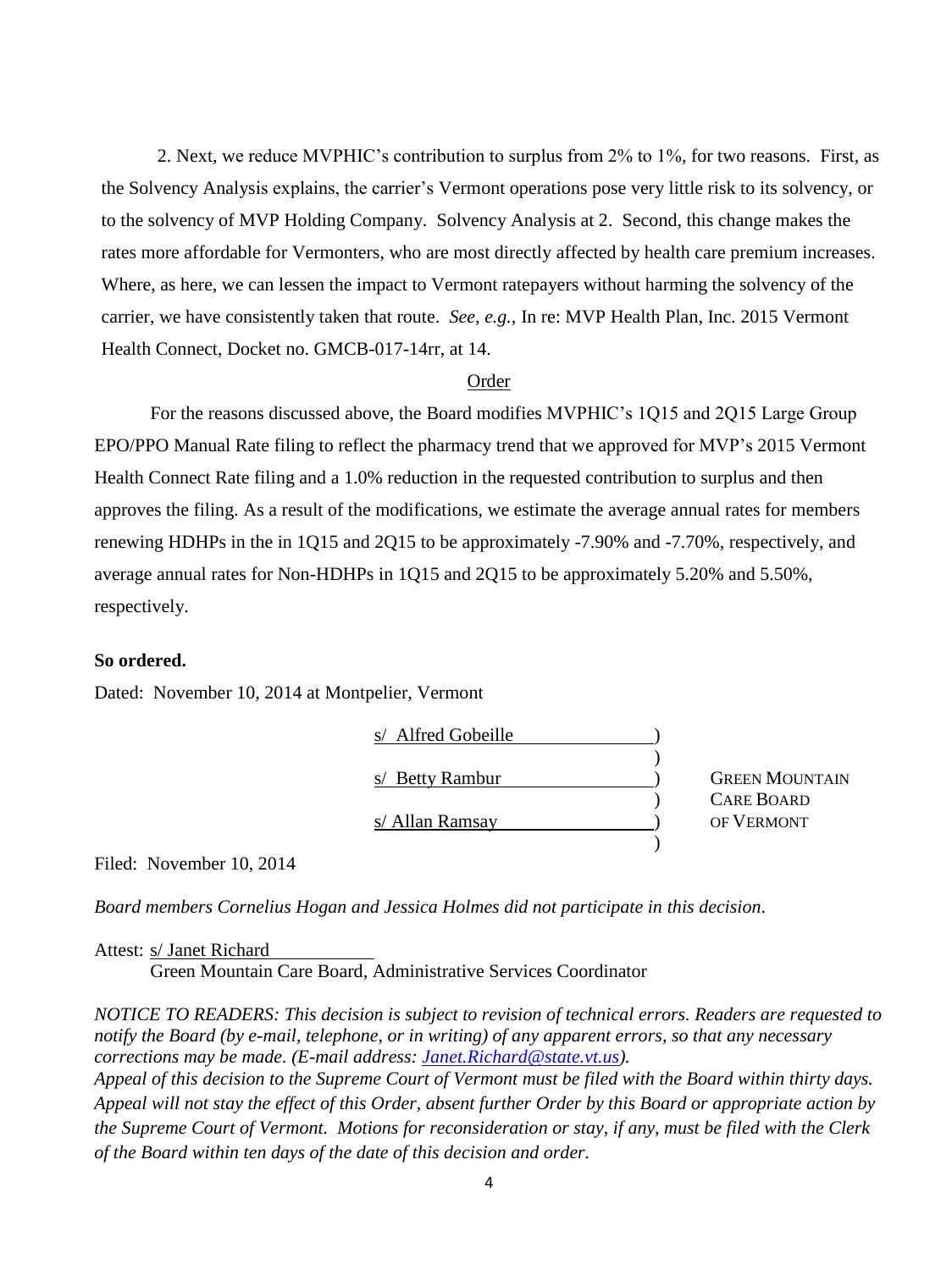2. Next, we reduce MVPHIC's contribution to surplus from 2% to 1%, for two reasons. First, as the Solvency Analysis explains, the carrier's Vermont operations pose very little risk to its solvency, or to the solvency of MVP Holding Company. Solvency Analysis at 2. Second, this change makes the rates more affordable for Vermonters, who are most directly affected by health care premium increases. Where, as here, we can lessen the impact to Vermont ratepayers without harming the solvency of the carrier, we have consistently taken that route. *See, e.g.*, In re: MVP Health Plan, Inc. 2015 Vermont Health Connect, Docket no. GMCB-017-14rr, at 14.

## Order

For the reasons discussed above, the Board modifies MVPHIC's 1Q15 and 2Q15 Large Group EPO/PPO Manual Rate filing to reflect the pharmacy trend that we approved for MVP's 2015 Vermont Health Connect Rate filing and a 1.0% reduction in the requested contribution to surplus and then approves the filing. As a result of the modifications, we estimate the average annual rates for members renewing HDHPs in the in 1Q15 and 2Q15 to be approximately -7.90% and -7.70%, respectively, and average annual rates for Non-HDHPs in 1Q15 and 2Q15 to be approximately 5.20% and 5.50%, respectively.

**So ordered.**

Dated: November 10, 2014 at Montpelier, Vermont

s/ Alfred Gobeille )
)
s/ Betty Rambur ) GREEN MOUNTAIN
) CARE BOARD
s/ Allan Ramsay ) OF VERMONT
)

Filed: November 10, 2014

*Board members Cornelius Hogan and Jessica Holmes did not participate in this decision.*

Attest: s/ Janet Richard
Green Mountain Care Board, Administrative Services Coordinator

*NOTICE TO READERS: This decision is subject to revision of technical errors. Readers are requested to notify the Board (by e-mail, telephone, or in writing) of any apparent errors, so that any necessary corrections may be made. (E-mail address: Janet.Richard@state.vt.us).*

*Appeal of this decision to the Supreme Court of Vermont must be filed with the Board within thirty days. Appeal will not stay the effect of this Order, absent further Order by this Board or appropriate action by the Supreme Court of Vermont. Motions for reconsideration or stay, if any, must be filed with the Clerk of the Board within ten days of the date of this decision and order.*